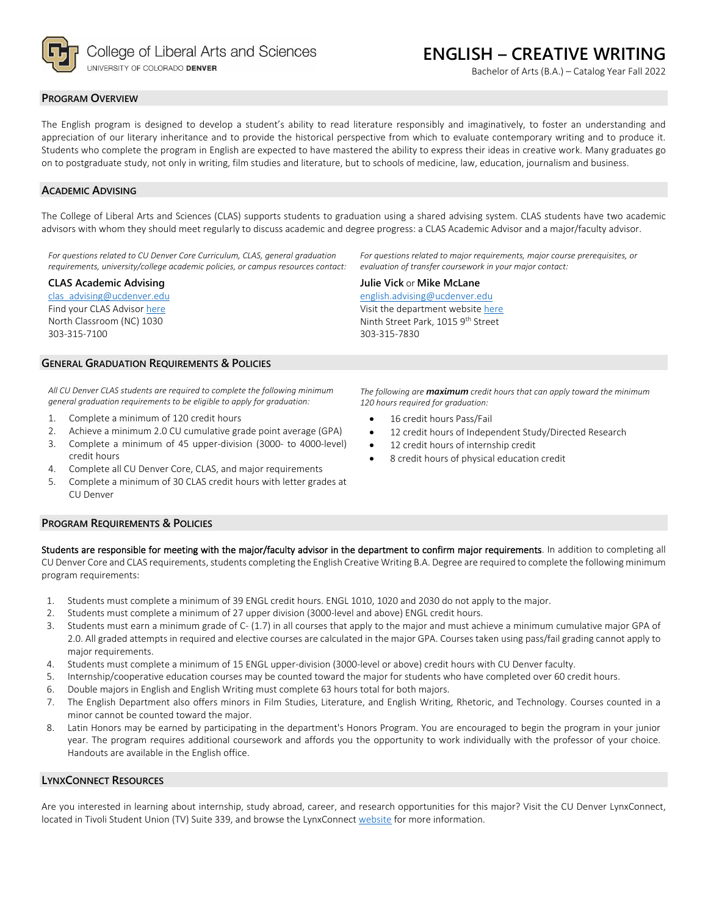College of Liberal Arts and Sciences
UNIVERSITY OF COLORADO **DENVER**

# ENGLISH – CREATIVE WRITING

Bachelor of Arts (B.A.) – Catalog Year Fall 2022

## Program Overview

The English program is designed to develop a student's ability to read literature responsibly and imaginatively, to foster an understanding and appreciation of our literary inheritance and to provide the historical perspective from which to evaluate contemporary writing and to produce it. Students who complete the program in English are expected to have mastered the ability to express their ideas in creative work. Many graduates go on to postgraduate study, not only in writing, film studies and literature, but to schools of medicine, law, education, journalism and business.

## Academic Advising

The College of Liberal Arts and Sciences (CLAS) supports students to graduation using a shared advising system. CLAS students have two academic advisors with whom they should meet regularly to discuss academic and degree progress: a CLAS Academic Advisor and a major/faculty advisor.

*For questions related to CU Denver Core Curriculum, CLAS, general graduation requirements, university/college academic policies, or campus resources contact:*

**CLAS Academic Advising**
clas_advising@ucdenver.edu
Find your CLAS Advisor here
North Classroom (NC) 1030
303-315-7100

*For questions related to major requirements, major course prerequisites, or evaluation of transfer coursework in your major contact:*

**Julie Vick** or **Mike McLane**
english.advising@ucdenver.edu
Visit the department website here
Ninth Street Park, 1015 9th Street
303-315-7830

## General Graduation Requirements & Policies

*All CU Denver CLAS students are required to complete the following minimum general graduation requirements to be eligible to apply for graduation:*

1. Complete a minimum of 120 credit hours
2. Achieve a minimum 2.0 CU cumulative grade point average (GPA)
3. Complete a minimum of 45 upper-division (3000- to 4000-level) credit hours
4. Complete all CU Denver Core, CLAS, and major requirements
5. Complete a minimum of 30 CLAS credit hours with letter grades at CU Denver

*The following are* ***maximum*** *credit hours that can apply toward the minimum 120 hours required for graduation:*

- 16 credit hours Pass/Fail
- 12 credit hours of Independent Study/Directed Research
- 12 credit hours of internship credit
- 8 credit hours of physical education credit

## Program Requirements & Policies

**Students are responsible for meeting with the major/faculty advisor in the department to confirm major requirements**. In addition to completing all CU Denver Core and CLAS requirements, students completing the English Creative Writing B.A. Degree are required to complete the following minimum program requirements:

1. Students must complete a minimum of 39 ENGL credit hours. ENGL 1010, 1020 and 2030 do not apply to the major.
2. Students must complete a minimum of 27 upper division (3000-level and above) ENGL credit hours.
3. Students must earn a minimum grade of C- (1.7) in all courses that apply to the major and must achieve a minimum cumulative major GPA of 2.0. All graded attempts in required and elective courses are calculated in the major GPA. Courses taken using pass/fail grading cannot apply to major requirements.
4. Students must complete a minimum of 15 ENGL upper-division (3000-level or above) credit hours with CU Denver faculty.
5. Internship/cooperative education courses may be counted toward the major for students who have completed over 60 credit hours.
6. Double majors in English and English Writing must complete 63 hours total for both majors.
7. The English Department also offers minors in Film Studies, Literature, and English Writing, Rhetoric, and Technology. Courses counted in a minor cannot be counted toward the major.
8. Latin Honors may be earned by participating in the department's Honors Program. You are encouraged to begin the program in your junior year. The program requires additional coursework and affords you the opportunity to work individually with the professor of your choice. Handouts are available in the English office.

## LynxConnect Resources

Are you interested in learning about internship, study abroad, career, and research opportunities for this major? Visit the CU Denver LynxConnect, located in Tivoli Student Union (TV) Suite 339, and browse the LynxConnect website for more information.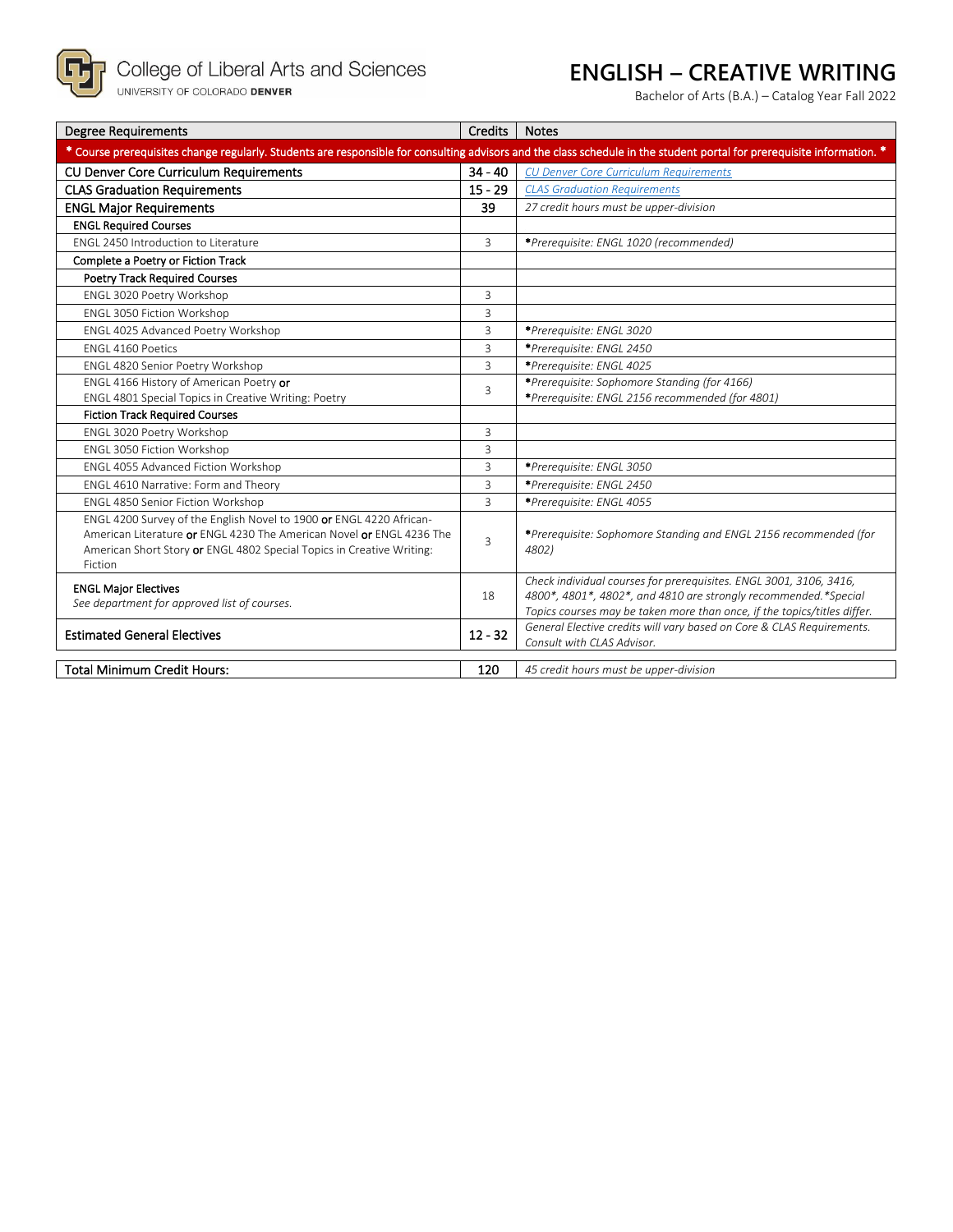College of Liberal Arts and Sciences
UNIVERSITY OF COLORADO **DENVER**

# ENGLISH – CREATIVE WRITING

Bachelor of Arts (B.A.) – Catalog Year Fall 2022

| Degree Requirements | Credits | Notes |
|---|---|---|
| * Course prerequisites change regularly. Students are responsible for consulting advisors and the class schedule in the student portal for prerequisite information. * | | |
| CU Denver Core Curriculum Requirements | 34 - 40 | *CU Denver Core Curriculum Requirements* |
| CLAS Graduation Requirements | 15 - 29 | *CLAS Graduation Requirements* |
| ENGL Major Requirements | 39 | *27 credit hours must be upper-division* |
| **ENGL Required Courses** | | |
| ENGL 2450 Introduction to Literature | 3 | **\***Prerequisite: ENGL 1020 (recommended)* |
| **Complete a Poetry or Fiction Track** | | |
| **Poetry Track Required Courses** | | |
| ENGL 3020 Poetry Workshop | 3 | |
| ENGL 3050 Fiction Workshop | 3 | |
| ENGL 4025 Advanced Poetry Workshop | 3 | *\*Prerequisite: ENGL 3020* |
| ENGL 4160 Poetics | 3 | *\*Prerequisite: ENGL 2450* |
| ENGL 4820 Senior Poetry Workshop | 3 | *\*Prerequisite: ENGL 4025* |
| ENGL 4166 History of American Poetry **or** ENGL 4801 Special Topics in Creative Writing: Poetry | 3 | *\*Prerequisite: Sophomore Standing (for 4166)* *\*Prerequisite: ENGL 2156 recommended (for 4801)* |
| **Fiction Track Required Courses** | | |
| ENGL 3020 Poetry Workshop | 3 | |
| ENGL 3050 Fiction Workshop | 3 | |
| ENGL 4055 Advanced Fiction Workshop | 3 | *\*Prerequisite: ENGL 3050* |
| ENGL 4610 Narrative: Form and Theory | 3 | *\*Prerequisite: ENGL 2450* |
| ENGL 4850 Senior Fiction Workshop | 3 | *\*Prerequisite: ENGL 4055* |
| ENGL 4200 Survey of the English Novel to 1900 **or** ENGL 4220 African-American Literature **or** ENGL 4230 The American Novel **or** ENGL 4236 The American Short Story **or** ENGL 4802 Special Topics in Creative Writing: Fiction | 3 | *\*Prerequisite: Sophomore Standing and ENGL 2156 recommended (for 4802)* |
| **ENGL Major Electives** *See department for approved list of courses.* | 18 | *Check individual courses for prerequisites. ENGL 3001, 3106, 3416, 4800\*, 4801\*, 4802\*, and 4810 are strongly recommended. \*Special Topics courses may be taken more than once, if the topics/titles differ.* |
| Estimated General Electives | 12 - 32 | *General Elective credits will vary based on Core & CLAS Requirements. Consult with CLAS Advisor.* |

| Total Minimum Credit Hours: | 120 | *45 credit hours must be upper-division* |
|---|---|---|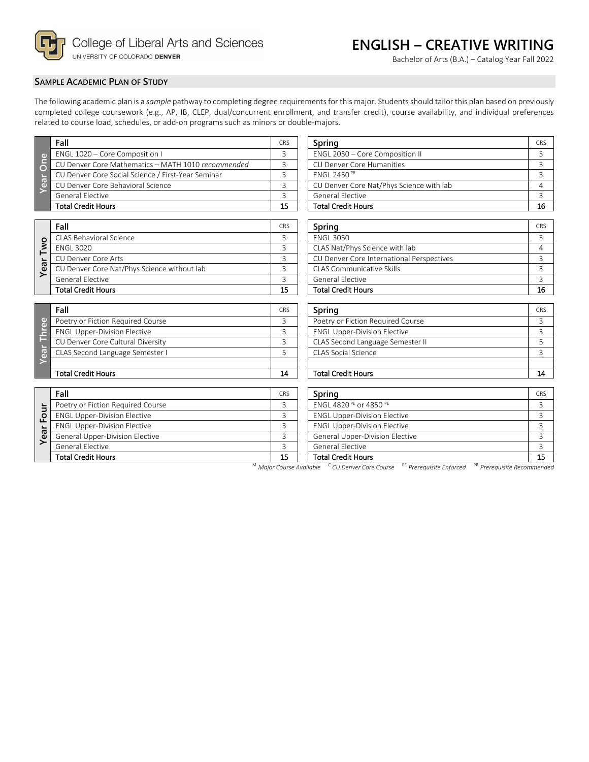# ENGLISH – CREATIVE WRITING

Bachelor of Arts (B.A.) – Catalog Year Fall 2022

## SAMPLE ACADEMIC PLAN OF STUDY

The following academic plan is a *sample* pathway to completing degree requirements for this major. Students should tailor this plan based on previously completed college coursework (e.g., AP, IB, CLEP, dual/concurrent enrollment, and transfer credit), course availability, and individual preferences related to course load, schedules, or add-on programs such as minors or double-majors.

### Year One

| Fall | CRS | Spring | CRS |
|---|---|---|---|
| ENGL 1020 – Core Composition I | 3 | ENGL 2030 – Core Composition II | 3 |
| CU Denver Core Mathematics – MATH 1010 *recommended* | 3 | CU Denver Core Humanities | 3 |
| CU Denver Core Social Science / First-Year Seminar | 3 | ENGL 2450 [PR] | 3 |
| CU Denver Core Behavioral Science | 3 | CU Denver Core Nat/Phys Science with lab | 4 |
| General Elective | 3 | General Elective | 3 |
| **Total Credit Hours** | **15** | **Total Credit Hours** | **16** |

### Year Two

| Fall | CRS | Spring | CRS |
|---|---|---|---|
| CLAS Behavioral Science | 3 | ENGL 3050 | 3 |
| ENGL 3020 | 3 | CLAS Nat/Phys Science with lab | 4 |
| CU Denver Core Arts | 3 | CU Denver Core International Perspectives | 3 |
| CU Denver Core Nat/Phys Science without lab | 3 | CLAS Communicative Skills | 3 |
| General Elective | 3 | General Elective | 3 |
| **Total Credit Hours** | **15** | **Total Credit Hours** | **16** |

### Year Three

| Fall | CRS | Spring | CRS |
|---|---|---|---|
| Poetry or Fiction Required Course | 3 | Poetry or Fiction Required Course | 3 |
| ENGL Upper-Division Elective | 3 | ENGL Upper-Division Elective | 3 |
| CU Denver Core Cultural Diversity | 3 | CLAS Second Language Semester II | 5 |
| CLAS Second Language Semester I | 5 | CLAS Social Science | 3 |
| | | | |
| **Total Credit Hours** | **14** | **Total Credit Hours** | **14** |

### Year Four

| Fall | CRS | Spring | CRS |
|---|---|---|---|
| Poetry or Fiction Required Course | 3 | ENGL 4820 [PE] or 4850 [PE] | 3 |
| ENGL Upper-Division Elective | 3 | ENGL Upper-Division Elective | 3 |
| ENGL Upper-Division Elective | 3 | ENGL Upper-Division Elective | 3 |
| General Upper-Division Elective | 3 | General Upper-Division Elective | 3 |
| General Elective | 3 | General Elective | 3 |
| **Total Credit Hours** | **15** | **Total Credit Hours** | **15** |

[M] *Major Course Available* [C] *CU Denver Core Course* [PE] *Prerequisite Enforced* [PR] *Prerequisite Recommended*